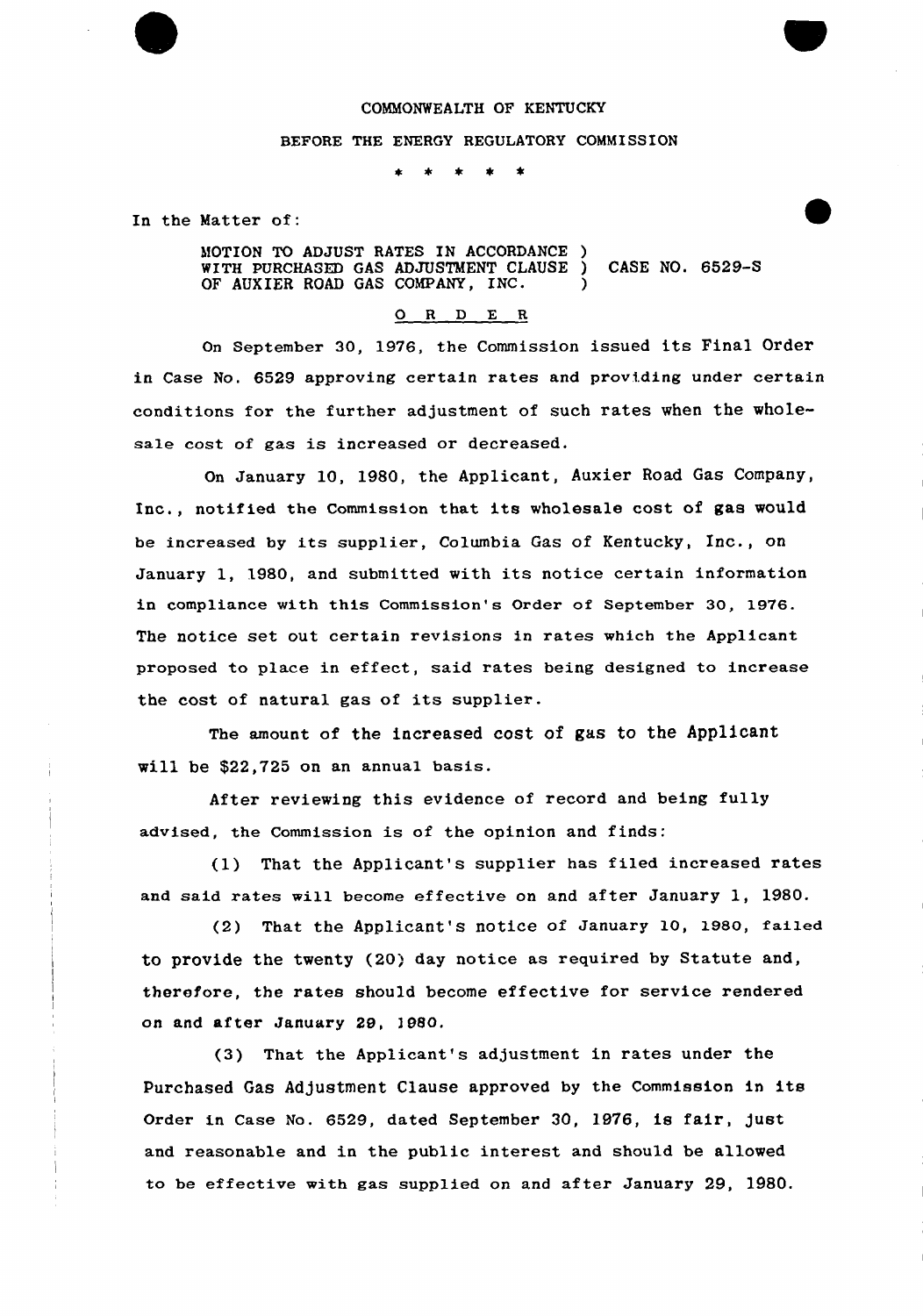COMMONWEALTH OF KENTUCKY

BEFORE THE ENERGY REGULATORY COMMISSION

\* \* \* \* \*

In the Matter of:

MOTION TO ADJUST RATES IN ACCORDANCE )
WITH PURCHASED GAS ADJUSTMENT CLAUSE ) CASE NO. 6529-S
OF AUXIER ROAD GAS COMPANY, INC. )

O R D E R

On September 30, 1976, the Commission issued its Final Order in Case No. 6529 approving certain rates and providing under certain conditions for the further adjustment of such rates when the wholesale cost of gas is increased or decreased.

On January 10, 1980, the Applicant, Auxier Road Gas Company, Inc., notified the Commission that its wholesale cost of gas would be increased by its supplier, Columbia Gas of Kentucky, Inc., on January 1, 1980, and submitted with its notice certain information in compliance with this Commission's Order of September 30, 1976. The notice set out certain revisions in rates which the Applicant proposed to place in effect, said rates being designed to increase the cost of natural gas of its supplier.

The amount of the increased cost of gas to the Applicant will be $22,725 on an annual basis.

After reviewing this evidence of record and being fully advised, the Commission is of the opinion and finds:

(1) That the Applicant's supplier has filed increased rates and said rates will become effective on and after January 1, 1980.

(2) That the Applicant's notice of January 10, 1980, failed to provide the twenty (20) day notice as required by Statute and, therefore, the rates should become effective for service rendered on and after January 29, 1980.

(3) That the Applicant's adjustment in rates under the Purchased Gas Adjustment Clause approved by the Commission in its Order in Case No. 6529, dated September 30, 1976, is fair, just and reasonable and in the public interest and should be allowed to be effective with gas supplied on and after January 29, 1980.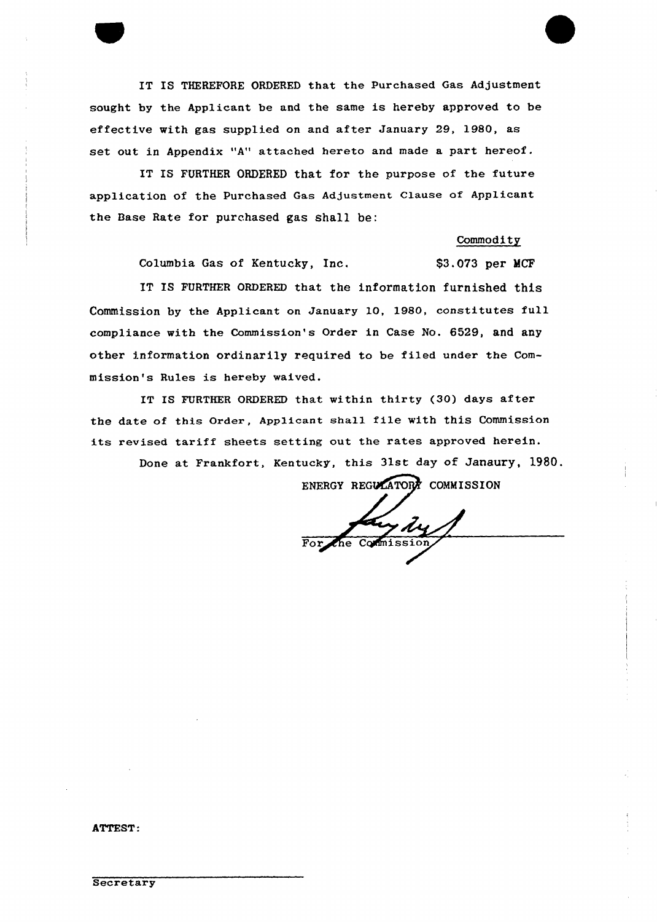IT IS THEREFORE ORDERED that the Purchased Gas Adjustment sought by the Applicant be and the same is hereby approved to be effective with gas supplied on and after January 29, 1980, as set out in Appendix "A" attached hereto and made a part hereof.

IT IS FURTHER ORDERED that for the purpose of the future application of the Purchased Gas Adjustment Clause of Applicant the Base Rate for purchased gas shall be:

| | Commodity |
|---|---|
| Columbia Gas of Kentucky, Inc. | $3.073 per MCF |

IT IS FURTHER ORDERED that the information furnished this Commission by the Applicant on January 10, 1980, constitutes full compliance with the Commission's Order in Case No. 6529, and any other information ordinarily required to be filed under the Commission's Rules is hereby waived.

IT IS FURTHER ORDERED that within thirty (30) days after the date of this Order, Applicant shall file with this Commission its revised tariff sheets setting out the rates approved herein.

Done at Frankfort, Kentucky, this 31st day of Janaury, 1980.

ENERGY REGULATORY COMMISSION

For the Commission

ATTEST:

Secretary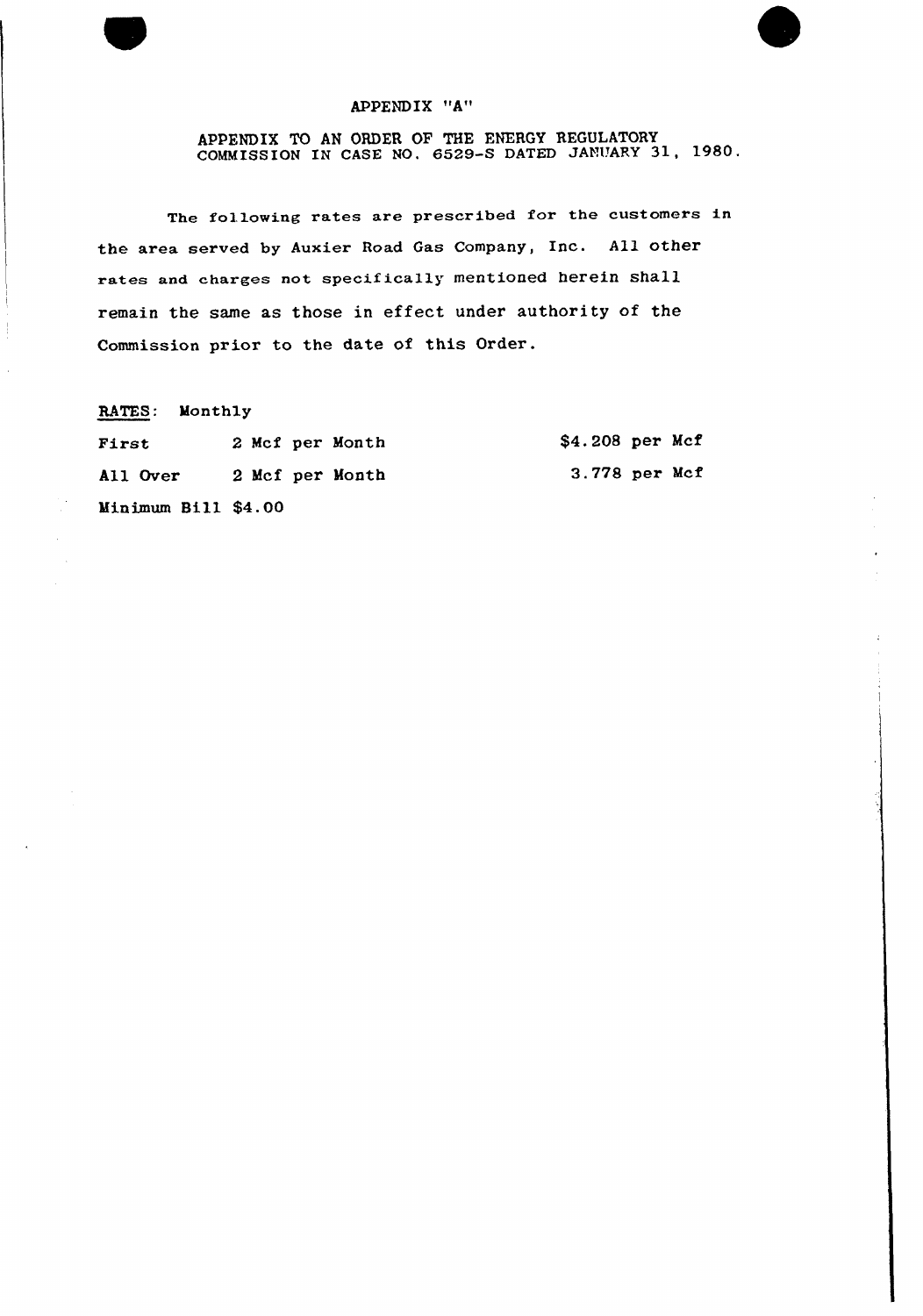APPENDIX "A"

APPENDIX TO AN ORDER OF THE ENERGY REGULATORY COMMISSION IN CASE NO. 6529-S DATED JANUARY 31, 1980.

The following rates are prescribed for the customers in the area served by Auxier Road Gas Company, Inc. All other rates and charges not specifically mentioned herein shall remain the same as those in effect under authority of the Commission prior to the date of this Order.

RATES: Monthly

| | | |
|---|---|---|
| First | 2 Mcf per Month | $4.208 per Mcf |
| All Over | 2 Mcf per Month | 3.778 per Mcf |

Minimum Bill $4.00